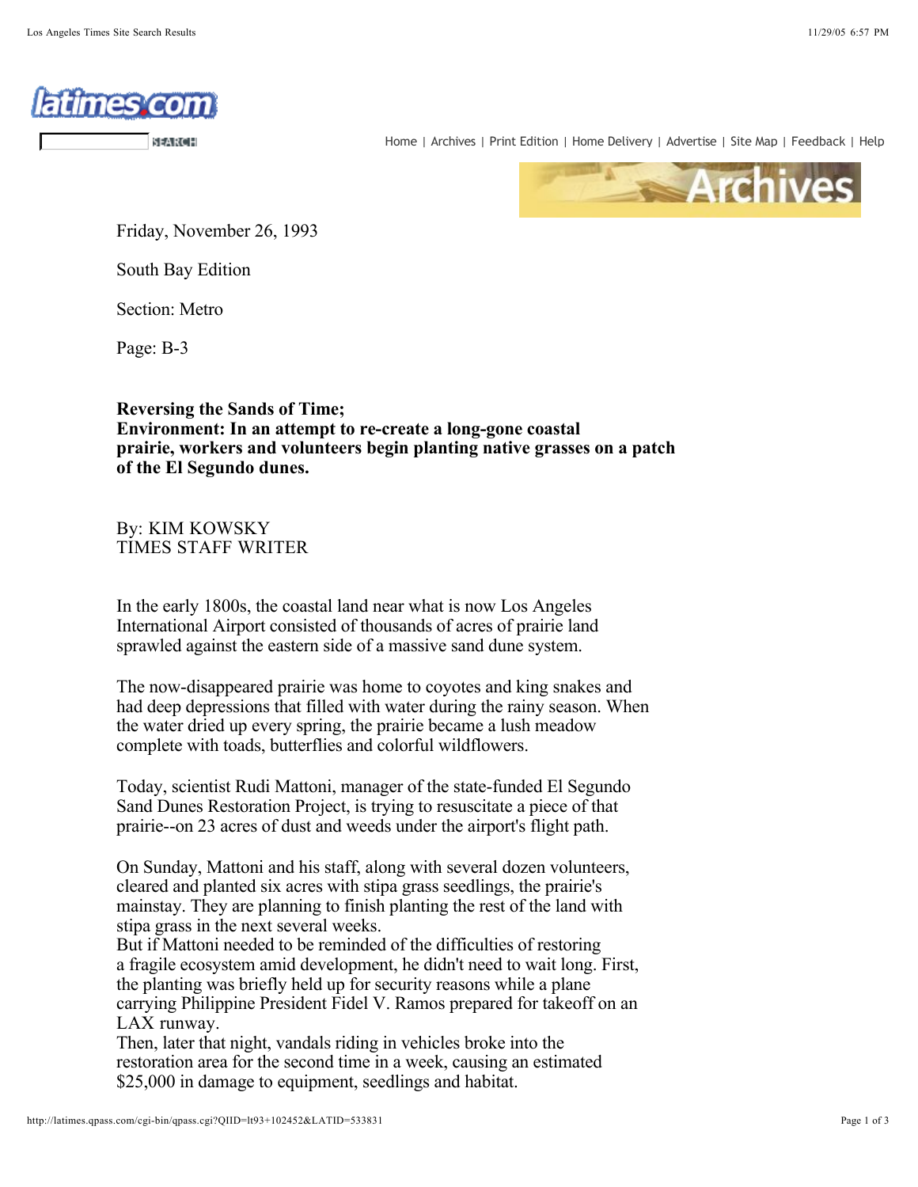Friday, November 26, 1993

South Bay Edition

Section: Metro

Page: B-3

**Reversing the Sands of Time;**
**Environment: In an attempt to re-create a long-gone coastal prairie, workers and volunteers begin planting native grasses on a patch of the El Segundo dunes.**

By: KIM KOWSKY
TIMES STAFF WRITER

In the early 1800s, the coastal land near what is now Los Angeles International Airport consisted of thousands of acres of prairie land sprawled against the eastern side of a massive sand dune system.

The now-disappeared prairie was home to coyotes and king snakes and had deep depressions that filled with water during the rainy season. When the water dried up every spring, the prairie became a lush meadow complete with toads, butterflies and colorful wildflowers.

Today, scientist Rudi Mattoni, manager of the state-funded El Segundo Sand Dunes Restoration Project, is trying to resuscitate a piece of that prairie--on 23 acres of dust and weeds under the airport's flight path.

On Sunday, Mattoni and his staff, along with several dozen volunteers, cleared and planted six acres with stipa grass seedlings, the prairie's mainstay. They are planning to finish planting the rest of the land with stipa grass in the next several weeks.
But if Mattoni needed to be reminded of the difficulties of restoring a fragile ecosystem amid development, he didn't need to wait long. First, the planting was briefly held up for security reasons while a plane carrying Philippine President Fidel V. Ramos prepared for takeoff on an LAX runway.
Then, later that night, vandals riding in vehicles broke into the restoration area for the second time in a week, causing an estimated $25,000 in damage to equipment, seedlings and habitat.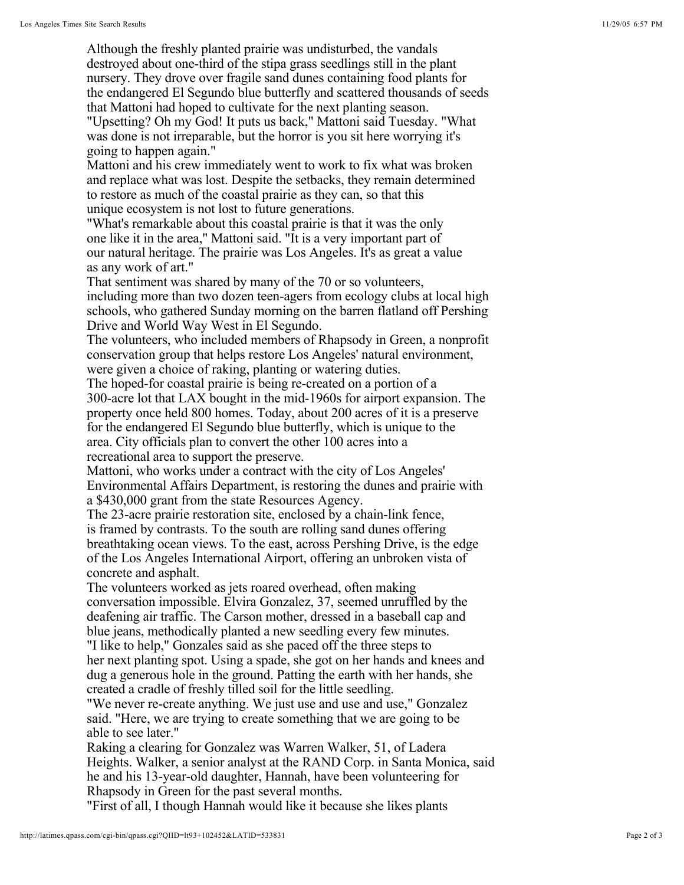Although the freshly planted prairie was undisturbed, the vandals destroyed about one-third of the stipa grass seedlings still in the plant nursery. They drove over fragile sand dunes containing food plants for the endangered El Segundo blue butterfly and scattered thousands of seeds that Mattoni had hoped to cultivate for the next planting season.

"Upsetting? Oh my God! It puts us back," Mattoni said Tuesday. "What was done is not irreparable, but the horror is you sit here worrying it's going to happen again."

Mattoni and his crew immediately went to work to fix what was broken and replace what was lost. Despite the setbacks, they remain determined to restore as much of the coastal prairie as they can, so that this unique ecosystem is not lost to future generations.

"What's remarkable about this coastal prairie is that it was the only one like it in the area," Mattoni said. "It is a very important part of our natural heritage. The prairie was Los Angeles. It's as great a value as any work of art."

That sentiment was shared by many of the 70 or so volunteers, including more than two dozen teen-agers from ecology clubs at local high schools, who gathered Sunday morning on the barren flatland off Pershing Drive and World Way West in El Segundo.

The volunteers, who included members of Rhapsody in Green, a nonprofit conservation group that helps restore Los Angeles' natural environment, were given a choice of raking, planting or watering duties.

The hoped-for coastal prairie is being re-created on a portion of a 300-acre lot that LAX bought in the mid-1960s for airport expansion. The property once held 800 homes. Today, about 200 acres of it is a preserve for the endangered El Segundo blue butterfly, which is unique to the area. City officials plan to convert the other 100 acres into a recreational area to support the preserve.

Mattoni, who works under a contract with the city of Los Angeles' Environmental Affairs Department, is restoring the dunes and prairie with a $430,000 grant from the state Resources Agency.

The 23-acre prairie restoration site, enclosed by a chain-link fence, is framed by contrasts. To the south are rolling sand dunes offering breathtaking ocean views. To the east, across Pershing Drive, is the edge of the Los Angeles International Airport, offering an unbroken vista of concrete and asphalt.

The volunteers worked as jets roared overhead, often making conversation impossible. Elvira Gonzalez, 37, seemed unruffled by the deafening air traffic. The Carson mother, dressed in a baseball cap and blue jeans, methodically planted a new seedling every few minutes.

"I like to help," Gonzales said as she paced off the three steps to her next planting spot. Using a spade, she got on her hands and knees and dug a generous hole in the ground. Patting the earth with her hands, she created a cradle of freshly tilled soil for the little seedling.

"We never re-create anything. We just use and use and use," Gonzalez said. "Here, we are trying to create something that we are going to be able to see later."

Raking a clearing for Gonzalez was Warren Walker, 51, of Ladera Heights. Walker, a senior analyst at the RAND Corp. in Santa Monica, said he and his 13-year-old daughter, Hannah, have been volunteering for Rhapsody in Green for the past several months.

"First of all, I though Hannah would like it because she likes plants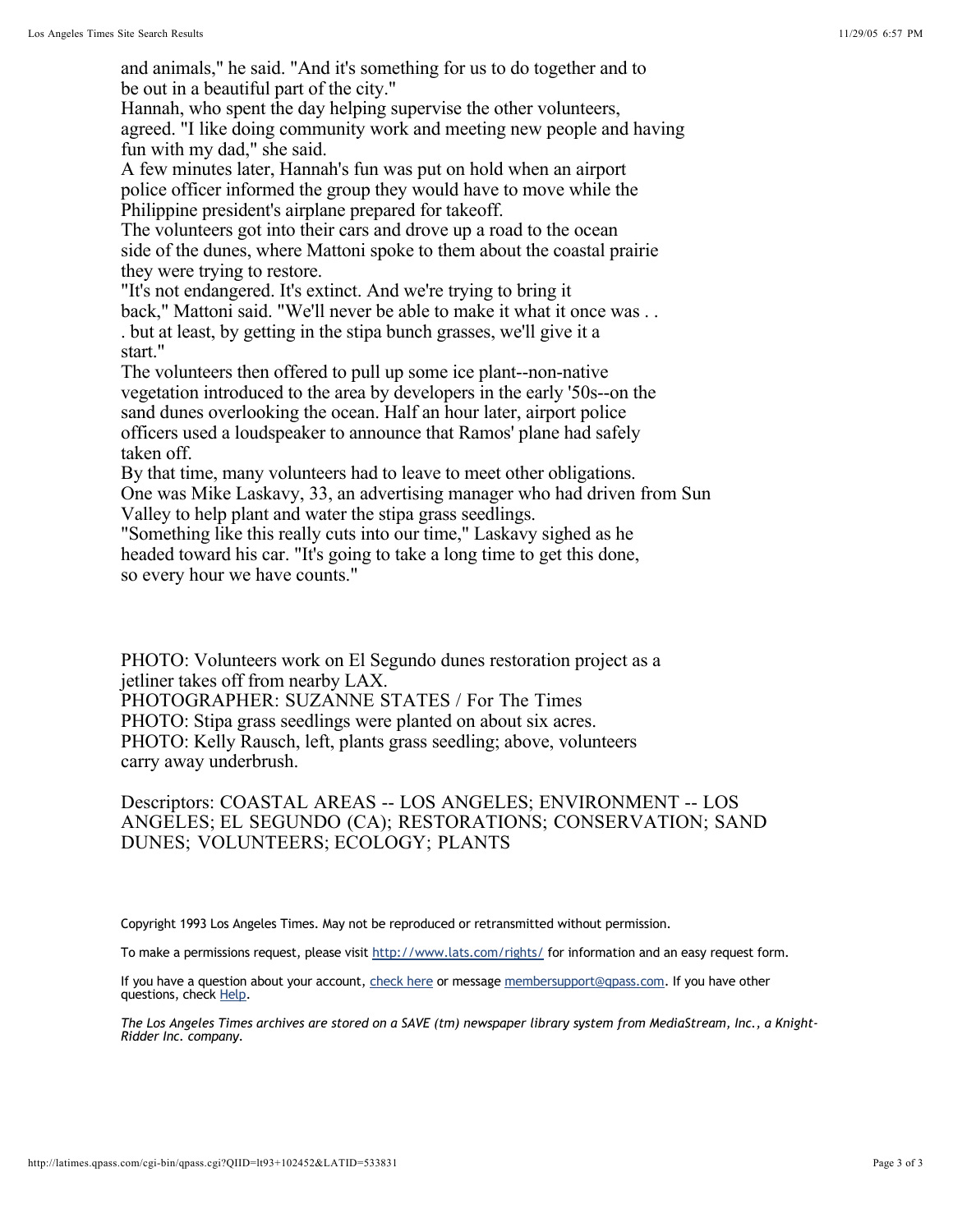and animals," he said. "And it's something for us to do together and to be out in a beautiful part of the city."

Hannah, who spent the day helping supervise the other volunteers, agreed. "I like doing community work and meeting new people and having fun with my dad," she said.

A few minutes later, Hannah's fun was put on hold when an airport police officer informed the group they would have to move while the Philippine president's airplane prepared for takeoff.

The volunteers got into their cars and drove up a road to the ocean side of the dunes, where Mattoni spoke to them about the coastal prairie they were trying to restore.

"It's not endangered. It's extinct. And we're trying to bring it back," Mattoni said. "We'll never be able to make it what it once was . . . but at least, by getting in the stipa bunch grasses, we'll give it a start."

The volunteers then offered to pull up some ice plant--non-native vegetation introduced to the area by developers in the early '50s--on the sand dunes overlooking the ocean. Half an hour later, airport police officers used a loudspeaker to announce that Ramos' plane had safely taken off.

By that time, many volunteers had to leave to meet other obligations. One was Mike Laskavy, 33, an advertising manager who had driven from Sun Valley to help plant and water the stipa grass seedlings.

"Something like this really cuts into our time," Laskavy sighed as he headed toward his car. "It's going to take a long time to get this done, so every hour we have counts."

PHOTO: Volunteers work on El Segundo dunes restoration project as a jetliner takes off from nearby LAX.
PHOTOGRAPHER: SUZANNE STATES / For The Times
PHOTO: Stipa grass seedlings were planted on about six acres.
PHOTO: Kelly Rausch, left, plants grass seedling; above, volunteers carry away underbrush.

Descriptors: COASTAL AREAS -- LOS ANGELES; ENVIRONMENT -- LOS ANGELES; EL SEGUNDO (CA); RESTORATIONS; CONSERVATION; SAND DUNES; VOLUNTEERS; ECOLOGY; PLANTS

Copyright 1993 Los Angeles Times. May not be reproduced or retransmitted without permission.

To make a permissions request, please visit http://www.lats.com/rights/ for information and an easy request form.

If you have a question about your account, check here or message membersupport@qpass.com. If you have other questions, check Help.

*The Los Angeles Times archives are stored on a SAVE (tm) newspaper library system from MediaStream, Inc., a Knight-Ridder Inc. company.*